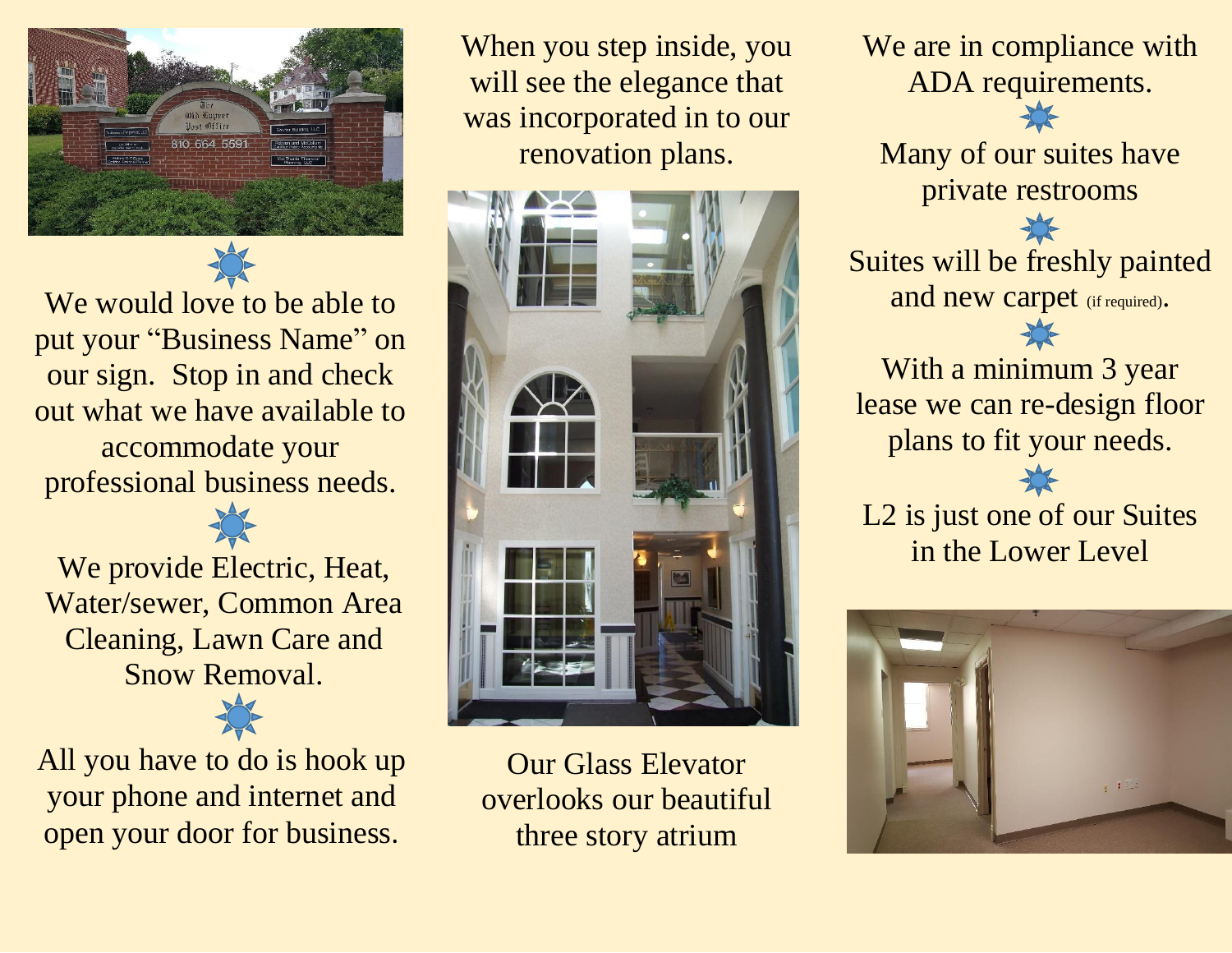We would love to be able to put your "Business Name" on our sign. Stop in and check out what we have available to accommodate your professional business needs.

We provide Electric, Heat, Water/sewer, Common Area Cleaning, Lawn Care and Snow Removal.

All you have to do is hook up your phone and internet and open your door for business.

When you step inside, you will see the elegance that was incorporated in to our renovation plans.

Our Glass Elevator overlooks our beautiful three story atrium

We are in compliance with ADA requirements.

Many of our suites have private restrooms

Suites will be freshly painted and new carpet (if required).

With a minimum 3 year lease we can re-design floor plans to fit your needs.

L2 is just one of our Suites in the Lower Level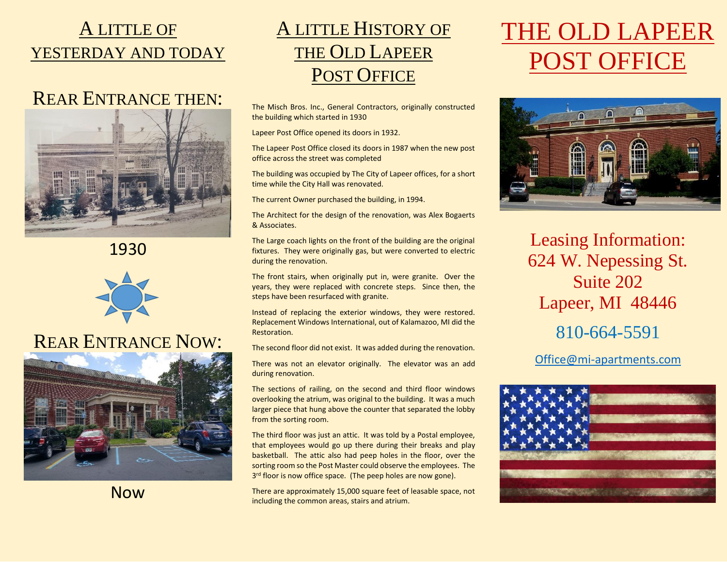# A little of yesterday and today

## Rear Entrance then:

1930

## Rear Entrance Now:

Now

# A little History of the Old Lapeer Post Office

The Misch Bros. Inc., General Contractors, originally constructed the building which started in 1930

Lapeer Post Office opened its doors in 1932.

The Lapeer Post Office closed its doors in 1987 when the new post office across the street was completed

The building was occupied by The City of Lapeer offices, for a short time while the City Hall was renovated.

The current Owner purchased the building, in 1994.

The Architect for the design of the renovation, was Alex Bogaerts & Associates.

The Large coach lights on the front of the building are the original fixtures. They were originally gas, but were converted to electric during the renovation.

The front stairs, when originally put in, were granite. Over the years, they were replaced with concrete steps. Since then, the steps have been resurfaced with granite.

Instead of replacing the exterior windows, they were restored. Replacement Windows International, out of Kalamazoo, MI did the Restoration.

The second floor did not exist. It was added during the renovation.

There was not an elevator originally. The elevator was an add during renovation.

The sections of railing, on the second and third floor windows overlooking the atrium, was original to the building. It was a much larger piece that hung above the counter that separated the lobby from the sorting room.

The third floor was just an attic. It was told by a Postal employee, that employees would go up there during their breaks and play basketball. The attic also had peep holes in the floor, over the sorting room so the Post Master could observe the employees. The 3rd floor is now office space. (The peep holes are now gone).

There are approximately 15,000 square feet of leasable space, not including the common areas, stairs and atrium.

# THE OLD LAPEER POST OFFICE

Leasing Information:
624 W. Nepessing St.
Suite 202
Lapeer, MI 48446

810-664-5591

Office@mi-apartments.com